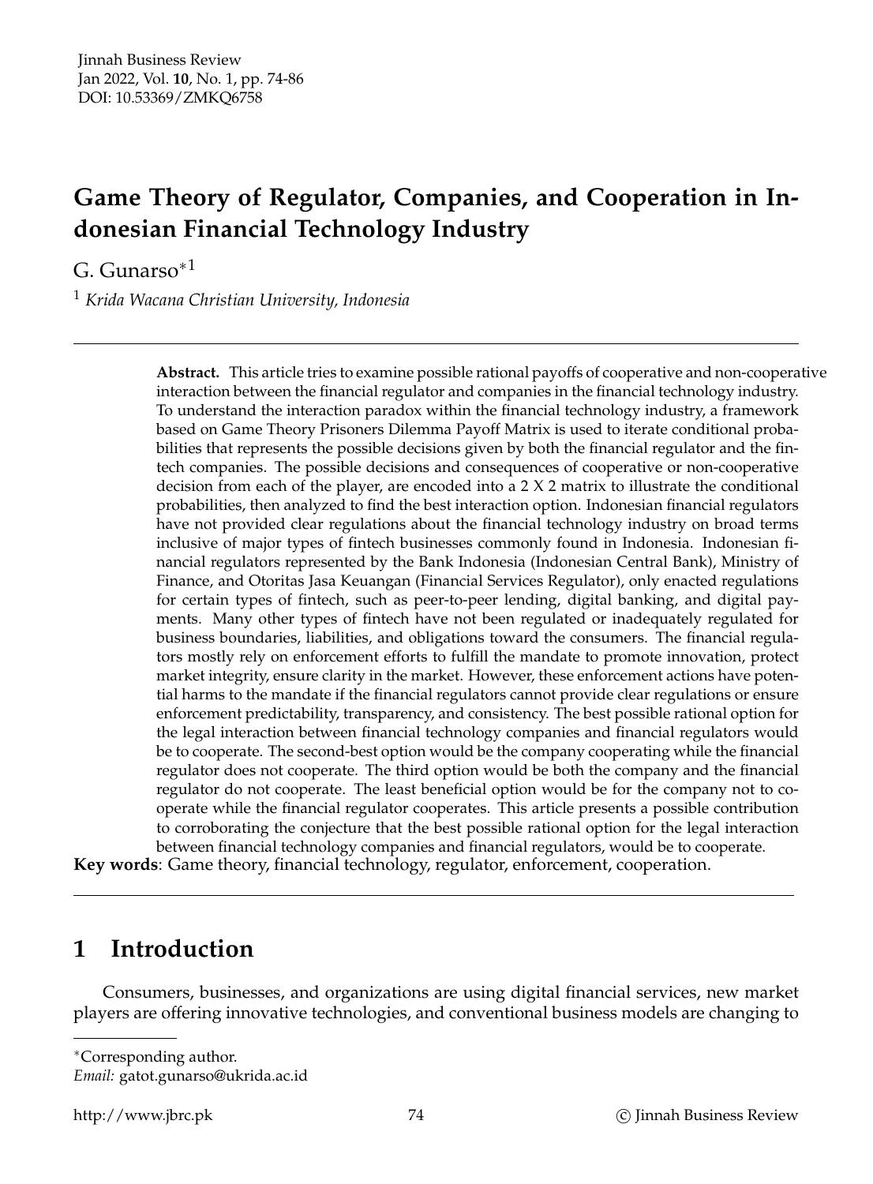# Game Theory of Regulator, Companies, and Cooperation in Indonesian Financial Technology Industry

G. Gunarso*[1]

[1] *Krida Wacana Christian University, Indonesia*

---

**Abstract.** This article tries to examine possible rational payoffs of cooperative and non-cooperative interaction between the financial regulator and companies in the financial technology industry. To understand the interaction paradox within the financial technology industry, a framework based on Game Theory Prisoners Dilemma Payoff Matrix is used to iterate conditional probabilities that represents the possible decisions given by both the financial regulator and the fintech companies. The possible decisions and consequences of cooperative or non-cooperative decision from each of the player, are encoded into a 2 X 2 matrix to illustrate the conditional probabilities, then analyzed to find the best interaction option. Indonesian financial regulators have not provided clear regulations about the financial technology industry on broad terms inclusive of major types of fintech businesses commonly found in Indonesia. Indonesian financial regulators represented by the Bank Indonesia (Indonesian Central Bank), Ministry of Finance, and Otoritas Jasa Keuangan (Financial Services Regulator), only enacted regulations for certain types of fintech, such as peer-to-peer lending, digital banking, and digital payments. Many other types of fintech have not been regulated or inadequately regulated for business boundaries, liabilities, and obligations toward the consumers. The financial regulators mostly rely on enforcement efforts to fulfill the mandate to promote innovation, protect market integrity, ensure clarity in the market. However, these enforcement actions have potential harms to the mandate if the financial regulators cannot provide clear regulations or ensure enforcement predictability, transparency, and consistency. The best possible rational option for the legal interaction between financial technology companies and financial regulators would be to cooperate. The second-best option would be the company cooperating while the financial regulator does not cooperate. The third option would be both the company and the financial regulator do not cooperate. The least beneficial option would be for the company not to cooperate while the financial regulator cooperates. This article presents a possible contribution to corroborating the conjecture that the best possible rational option for the legal interaction between financial technology companies and financial regulators, would be to cooperate.

**Key words**: Game theory, financial technology, regulator, enforcement, cooperation.

---

## 1 Introduction

Consumers, businesses, and organizations are using digital financial services, new market players are offering innovative technologies, and conventional business models are changing to

---

*Corresponding author.
*Email:* gatot.gunarso@ukrida.ac.id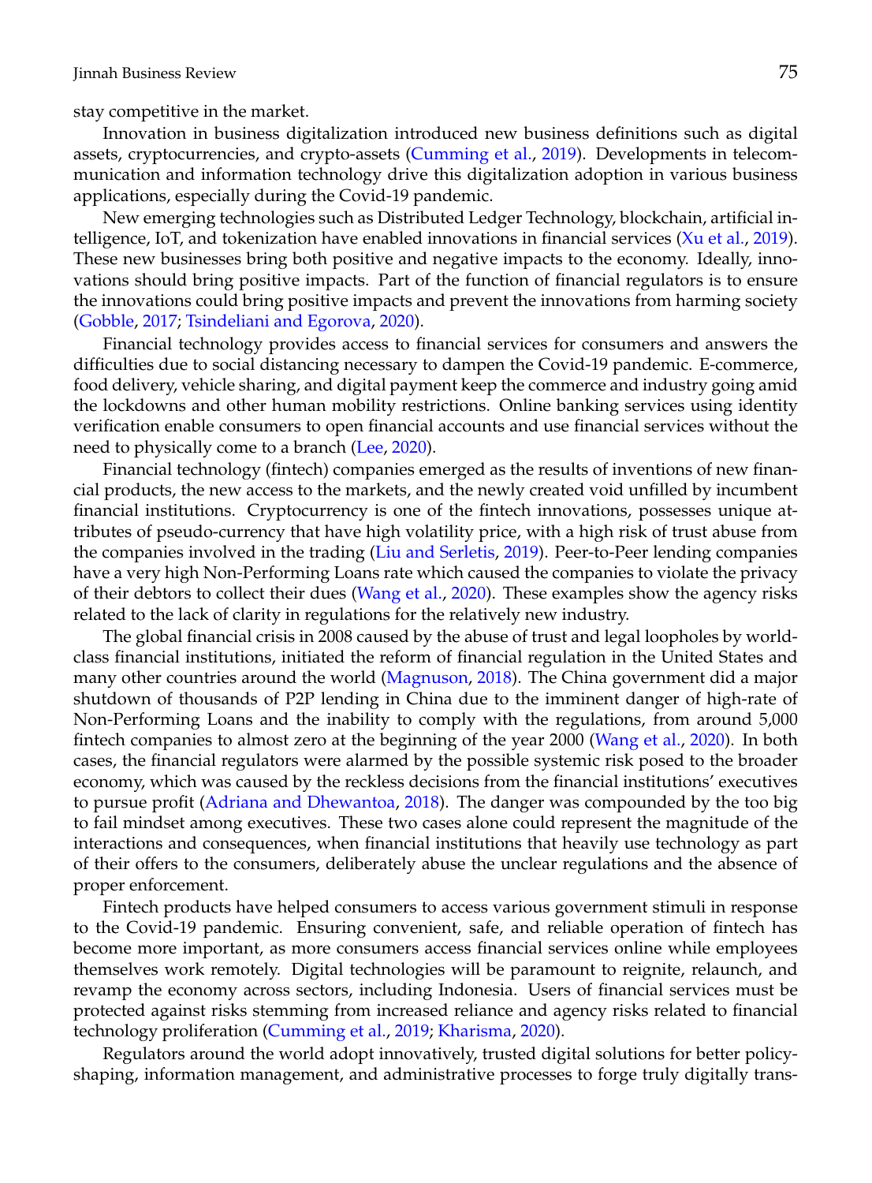stay competitive in the market.

Innovation in business digitalization introduced new business definitions such as digital assets, cryptocurrencies, and crypto-assets (Cumming et al., 2019). Developments in telecommunication and information technology drive this digitalization adoption in various business applications, especially during the Covid-19 pandemic.

New emerging technologies such as Distributed Ledger Technology, blockchain, artificial intelligence, IoT, and tokenization have enabled innovations in financial services (Xu et al., 2019). These new businesses bring both positive and negative impacts to the economy. Ideally, innovations should bring positive impacts. Part of the function of financial regulators is to ensure the innovations could bring positive impacts and prevent the innovations from harming society (Gobble, 2017; Tsindeliani and Egorova, 2020).

Financial technology provides access to financial services for consumers and answers the difficulties due to social distancing necessary to dampen the Covid-19 pandemic. E-commerce, food delivery, vehicle sharing, and digital payment keep the commerce and industry going amid the lockdowns and other human mobility restrictions. Online banking services using identity verification enable consumers to open financial accounts and use financial services without the need to physically come to a branch (Lee, 2020).

Financial technology (fintech) companies emerged as the results of inventions of new financial products, the new access to the markets, and the newly created void unfilled by incumbent financial institutions. Cryptocurrency is one of the fintech innovations, possesses unique attributes of pseudo-currency that have high volatility price, with a high risk of trust abuse from the companies involved in the trading (Liu and Serletis, 2019). Peer-to-Peer lending companies have a very high Non-Performing Loans rate which caused the companies to violate the privacy of their debtors to collect their dues (Wang et al., 2020). These examples show the agency risks related to the lack of clarity in regulations for the relatively new industry.

The global financial crisis in 2008 caused by the abuse of trust and legal loopholes by world-class financial institutions, initiated the reform of financial regulation in the United States and many other countries around the world (Magnuson, 2018). The China government did a major shutdown of thousands of P2P lending in China due to the imminent danger of high-rate of Non-Performing Loans and the inability to comply with the regulations, from around 5,000 fintech companies to almost zero at the beginning of the year 2000 (Wang et al., 2020). In both cases, the financial regulators were alarmed by the possible systemic risk posed to the broader economy, which was caused by the reckless decisions from the financial institutions' executives to pursue profit (Adriana and Dhewantoa, 2018). The danger was compounded by the too big to fail mindset among executives. These two cases alone could represent the magnitude of the interactions and consequences, when financial institutions that heavily use technology as part of their offers to the consumers, deliberately abuse the unclear regulations and the absence of proper enforcement.

Fintech products have helped consumers to access various government stimuli in response to the Covid-19 pandemic. Ensuring convenient, safe, and reliable operation of fintech has become more important, as more consumers access financial services online while employees themselves work remotely. Digital technologies will be paramount to reignite, relaunch, and revamp the economy across sectors, including Indonesia. Users of financial services must be protected against risks stemming from increased reliance and agency risks related to financial technology proliferation (Cumming et al., 2019; Kharisma, 2020).

Regulators around the world adopt innovatively, trusted digital solutions for better policy-shaping, information management, and administrative processes to forge truly digitally trans-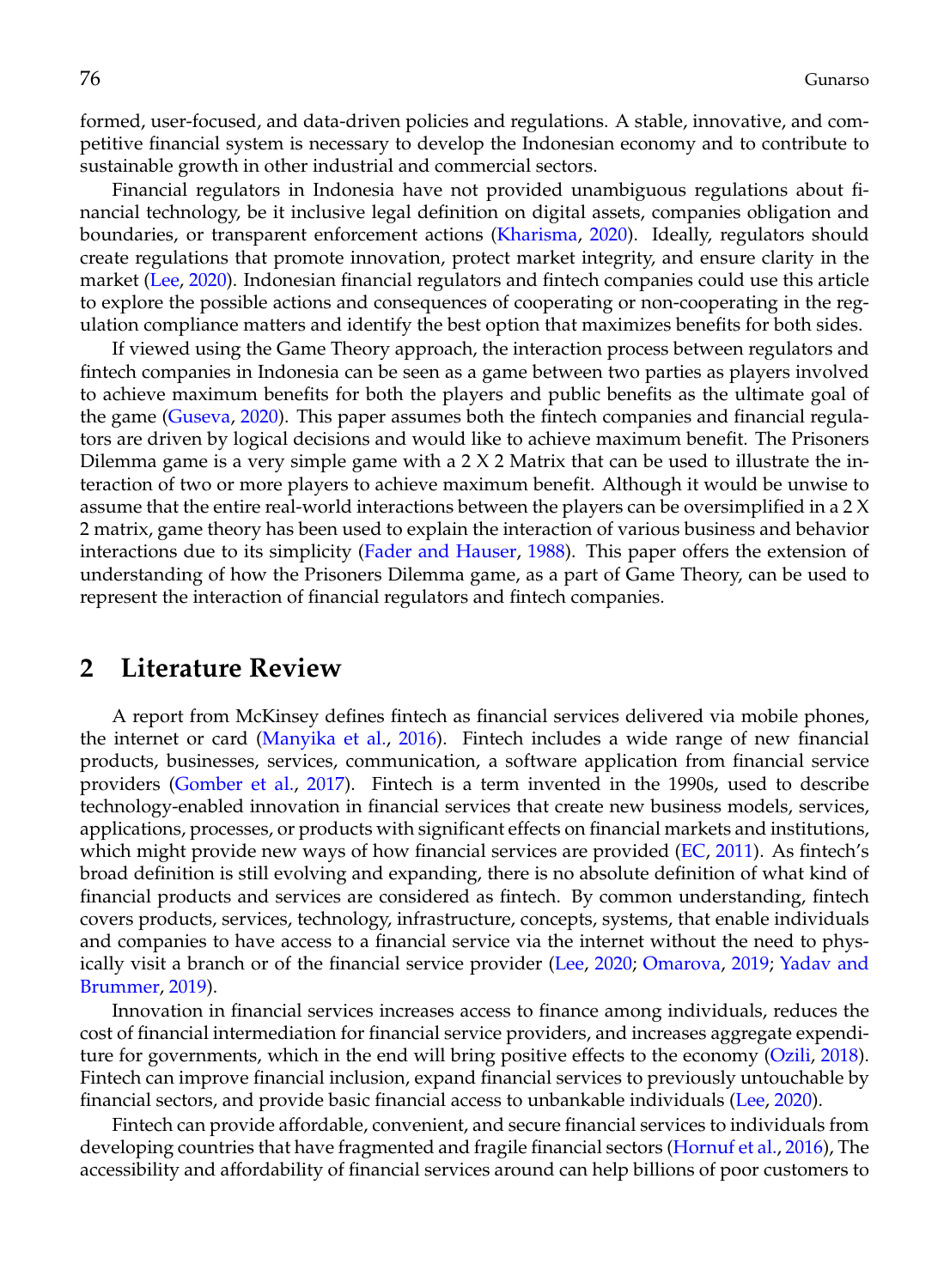formed, user-focused, and data-driven policies and regulations. A stable, innovative, and competitive financial system is necessary to develop the Indonesian economy and to contribute to sustainable growth in other industrial and commercial sectors.

Financial regulators in Indonesia have not provided unambiguous regulations about financial technology, be it inclusive legal definition on digital assets, companies obligation and boundaries, or transparent enforcement actions (Kharisma, 2020). Ideally, regulators should create regulations that promote innovation, protect market integrity, and ensure clarity in the market (Lee, 2020). Indonesian financial regulators and fintech companies could use this article to explore the possible actions and consequences of cooperating or non-cooperating in the regulation compliance matters and identify the best option that maximizes benefits for both sides.

If viewed using the Game Theory approach, the interaction process between regulators and fintech companies in Indonesia can be seen as a game between two parties as players involved to achieve maximum benefits for both the players and public benefits as the ultimate goal of the game (Guseva, 2020). This paper assumes both the fintech companies and financial regulators are driven by logical decisions and would like to achieve maximum benefit. The Prisoners Dilemma game is a very simple game with a 2 X 2 Matrix that can be used to illustrate the interaction of two or more players to achieve maximum benefit. Although it would be unwise to assume that the entire real-world interactions between the players can be oversimplified in a 2 X 2 matrix, game theory has been used to explain the interaction of various business and behavior interactions due to its simplicity (Fader and Hauser, 1988). This paper offers the extension of understanding of how the Prisoners Dilemma game, as a part of Game Theory, can be used to represent the interaction of financial regulators and fintech companies.

## 2 Literature Review

A report from McKinsey defines fintech as financial services delivered via mobile phones, the internet or card (Manyika et al., 2016). Fintech includes a wide range of new financial products, businesses, services, communication, a software application from financial service providers (Gomber et al., 2017). Fintech is a term invented in the 1990s, used to describe technology-enabled innovation in financial services that create new business models, services, applications, processes, or products with significant effects on financial markets and institutions, which might provide new ways of how financial services are provided (EC, 2011). As fintech's broad definition is still evolving and expanding, there is no absolute definition of what kind of financial products and services are considered as fintech. By common understanding, fintech covers products, services, technology, infrastructure, concepts, systems, that enable individuals and companies to have access to a financial service via the internet without the need to physically visit a branch or of the financial service provider (Lee, 2020; Omarova, 2019; Yadav and Brummer, 2019).

Innovation in financial services increases access to finance among individuals, reduces the cost of financial intermediation for financial service providers, and increases aggregate expenditure for governments, which in the end will bring positive effects to the economy (Ozili, 2018). Fintech can improve financial inclusion, expand financial services to previously untouchable by financial sectors, and provide basic financial access to unbankable individuals (Lee, 2020).

Fintech can provide affordable, convenient, and secure financial services to individuals from developing countries that have fragmented and fragile financial sectors (Hornuf et al., 2016), The accessibility and affordability of financial services around can help billions of poor customers to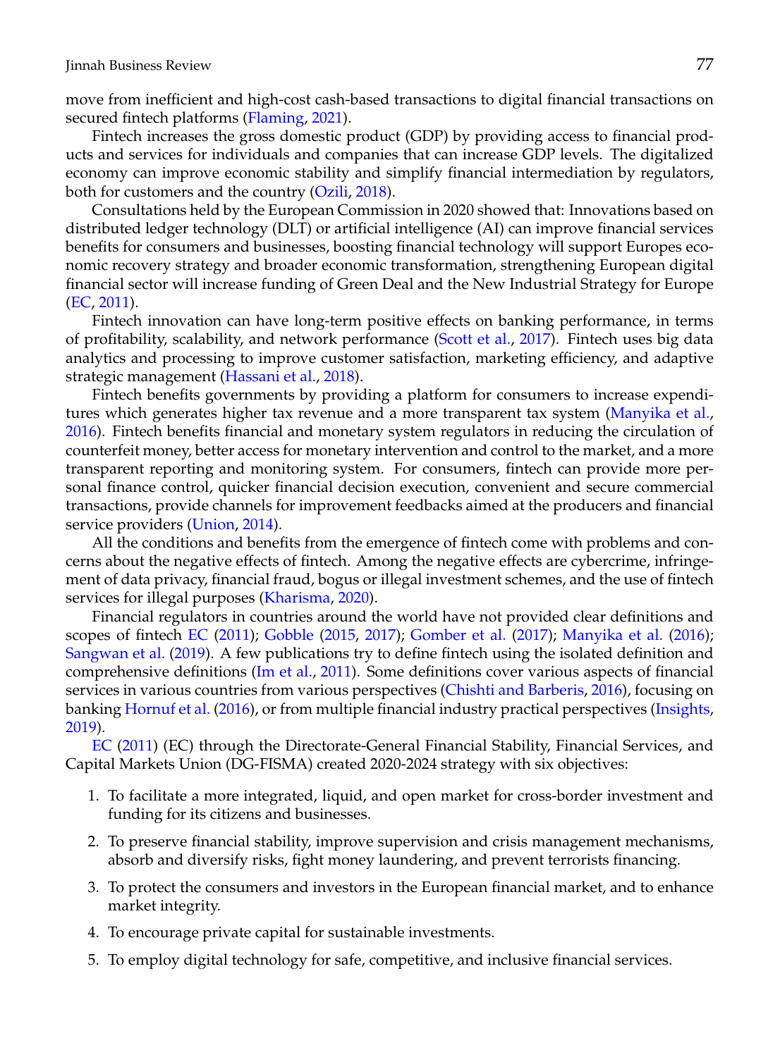move from inefficient and high-cost cash-based transactions to digital financial transactions on secured fintech platforms (Flaming, 2021).

Fintech increases the gross domestic product (GDP) by providing access to financial products and services for individuals and companies that can increase GDP levels. The digitalized economy can improve economic stability and simplify financial intermediation by regulators, both for customers and the country (Ozili, 2018).

Consultations held by the European Commission in 2020 showed that: Innovations based on distributed ledger technology (DLT) or artificial intelligence (AI) can improve financial services benefits for consumers and businesses, boosting financial technology will support Europes economic recovery strategy and broader economic transformation, strengthening European digital financial sector will increase funding of Green Deal and the New Industrial Strategy for Europe (EC, 2011).

Fintech innovation can have long-term positive effects on banking performance, in terms of profitability, scalability, and network performance (Scott et al., 2017). Fintech uses big data analytics and processing to improve customer satisfaction, marketing efficiency, and adaptive strategic management (Hassani et al., 2018).

Fintech benefits governments by providing a platform for consumers to increase expenditures which generates higher tax revenue and a more transparent tax system (Manyika et al., 2016). Fintech benefits financial and monetary system regulators in reducing the circulation of counterfeit money, better access for monetary intervention and control to the market, and a more transparent reporting and monitoring system. For consumers, fintech can provide more personal finance control, quicker financial decision execution, convenient and secure commercial transactions, provide channels for improvement feedbacks aimed at the producers and financial service providers (Union, 2014).

All the conditions and benefits from the emergence of fintech come with problems and concerns about the negative effects of fintech. Among the negative effects are cybercrime, infringement of data privacy, financial fraud, bogus or illegal investment schemes, and the use of fintech services for illegal purposes (Kharisma, 2020).

Financial regulators in countries around the world have not provided clear definitions and scopes of fintech EC (2011); Gobble (2015, 2017); Gomber et al. (2017); Manyika et al. (2016); Sangwan et al. (2019). A few publications try to define fintech using the isolated definition and comprehensive definitions (Im et al., 2011). Some definitions cover various aspects of financial services in various countries from various perspectives (Chishti and Barberis, 2016), focusing on banking Hornuf et al. (2016), or from multiple financial industry practical perspectives (Insights, 2019).

EC (2011) (EC) through the Directorate-General Financial Stability, Financial Services, and Capital Markets Union (DG-FISMA) created 2020-2024 strategy with six objectives:

1. To facilitate a more integrated, liquid, and open market for cross-border investment and funding for its citizens and businesses.
2. To preserve financial stability, improve supervision and crisis management mechanisms, absorb and diversify risks, fight money laundering, and prevent terrorists financing.
3. To protect the consumers and investors in the European financial market, and to enhance market integrity.
4. To encourage private capital for sustainable investments.
5. To employ digital technology for safe, competitive, and inclusive financial services.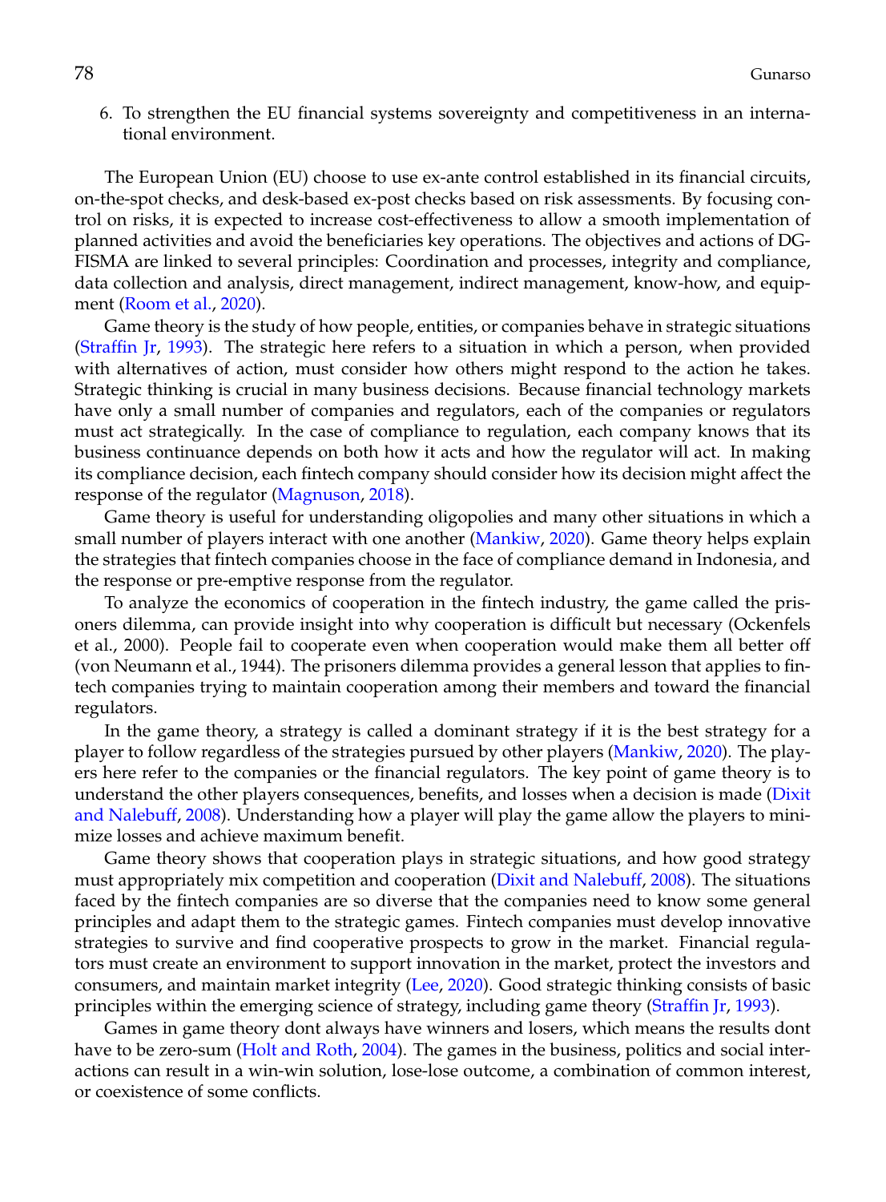6. To strengthen the EU financial systems sovereignty and competitiveness in an international environment.

The European Union (EU) choose to use ex-ante control established in its financial circuits, on-the-spot checks, and desk-based ex-post checks based on risk assessments. By focusing control on risks, it is expected to increase cost-effectiveness to allow a smooth implementation of planned activities and avoid the beneficiaries key operations. The objectives and actions of DG-FISMA are linked to several principles: Coordination and processes, integrity and compliance, data collection and analysis, direct management, indirect management, know-how, and equipment (Room et al., 2020).

Game theory is the study of how people, entities, or companies behave in strategic situations (Straffin Jr, 1993). The strategic here refers to a situation in which a person, when provided with alternatives of action, must consider how others might respond to the action he takes. Strategic thinking is crucial in many business decisions. Because financial technology markets have only a small number of companies and regulators, each of the companies or regulators must act strategically. In the case of compliance to regulation, each company knows that its business continuance depends on both how it acts and how the regulator will act. In making its compliance decision, each fintech company should consider how its decision might affect the response of the regulator (Magnuson, 2018).

Game theory is useful for understanding oligopolies and many other situations in which a small number of players interact with one another (Mankiw, 2020). Game theory helps explain the strategies that fintech companies choose in the face of compliance demand in Indonesia, and the response or pre-emptive response from the regulator.

To analyze the economics of cooperation in the fintech industry, the game called the prisoners dilemma, can provide insight into why cooperation is difficult but necessary (Ockenfels et al., 2000). People fail to cooperate even when cooperation would make them all better off (von Neumann et al., 1944). The prisoners dilemma provides a general lesson that applies to fintech companies trying to maintain cooperation among their members and toward the financial regulators.

In the game theory, a strategy is called a dominant strategy if it is the best strategy for a player to follow regardless of the strategies pursued by other players (Mankiw, 2020). The players here refer to the companies or the financial regulators. The key point of game theory is to understand the other players consequences, benefits, and losses when a decision is made (Dixit and Nalebuff, 2008). Understanding how a player will play the game allow the players to minimize losses and achieve maximum benefit.

Game theory shows that cooperation plays in strategic situations, and how good strategy must appropriately mix competition and cooperation (Dixit and Nalebuff, 2008). The situations faced by the fintech companies are so diverse that the companies need to know some general principles and adapt them to the strategic games. Fintech companies must develop innovative strategies to survive and find cooperative prospects to grow in the market. Financial regulators must create an environment to support innovation in the market, protect the investors and consumers, and maintain market integrity (Lee, 2020). Good strategic thinking consists of basic principles within the emerging science of strategy, including game theory (Straffin Jr, 1993).

Games in game theory dont always have winners and losers, which means the results dont have to be zero-sum (Holt and Roth, 2004). The games in the business, politics and social interactions can result in a win-win solution, lose-lose outcome, a combination of common interest, or coexistence of some conflicts.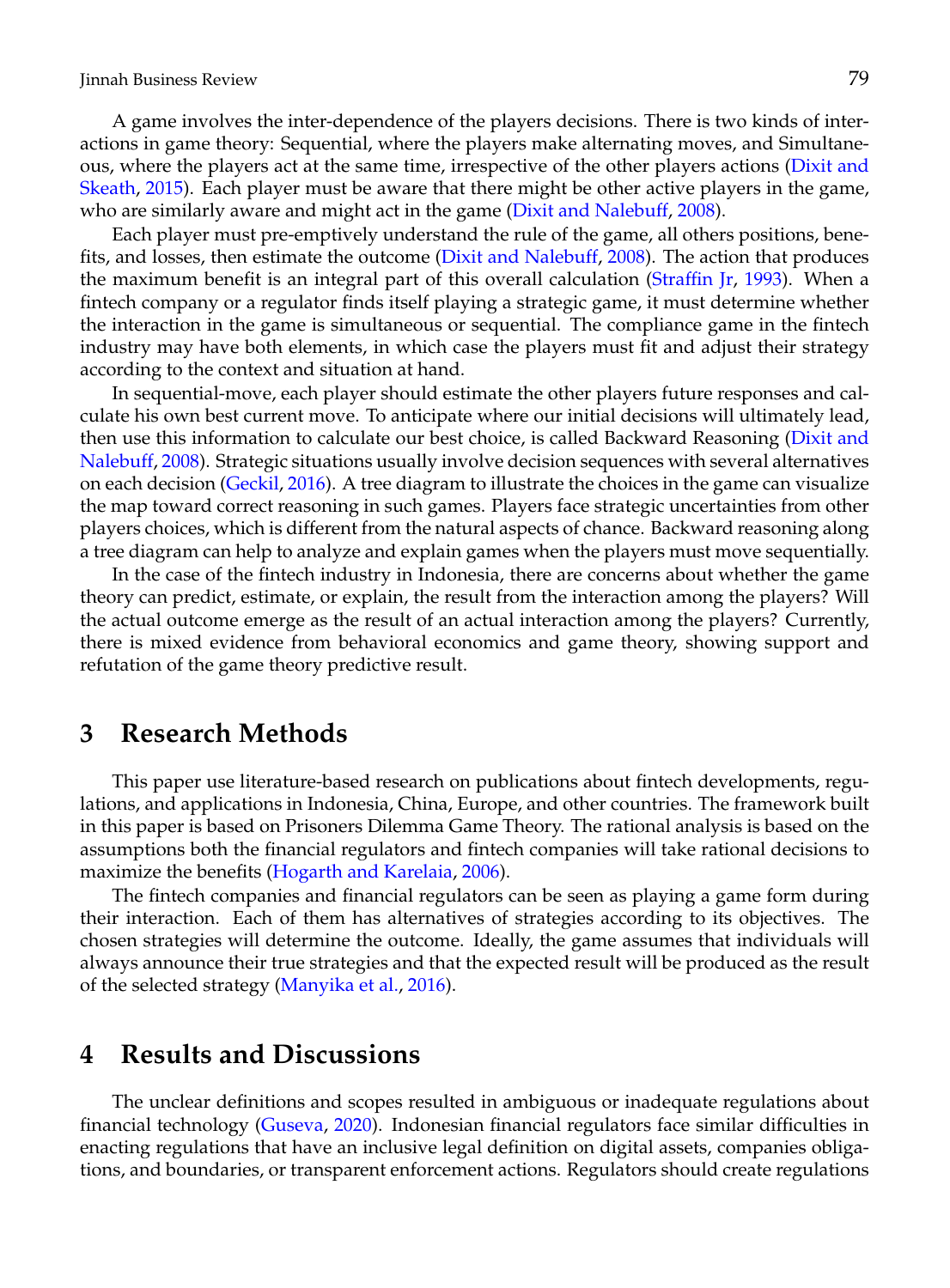A game involves the inter-dependence of the players decisions. There is two kinds of interactions in game theory: Sequential, where the players make alternating moves, and Simultaneous, where the players act at the same time, irrespective of the other players actions (Dixit and Skeath, 2015). Each player must be aware that there might be other active players in the game, who are similarly aware and might act in the game (Dixit and Nalebuff, 2008).

Each player must pre-emptively understand the rule of the game, all others positions, benefits, and losses, then estimate the outcome (Dixit and Nalebuff, 2008). The action that produces the maximum benefit is an integral part of this overall calculation (Straffin Jr, 1993). When a fintech company or a regulator finds itself playing a strategic game, it must determine whether the interaction in the game is simultaneous or sequential. The compliance game in the fintech industry may have both elements, in which case the players must fit and adjust their strategy according to the context and situation at hand.

In sequential-move, each player should estimate the other players future responses and calculate his own best current move. To anticipate where our initial decisions will ultimately lead, then use this information to calculate our best choice, is called Backward Reasoning (Dixit and Nalebuff, 2008). Strategic situations usually involve decision sequences with several alternatives on each decision (Geckil, 2016). A tree diagram to illustrate the choices in the game can visualize the map toward correct reasoning in such games. Players face strategic uncertainties from other players choices, which is different from the natural aspects of chance. Backward reasoning along a tree diagram can help to analyze and explain games when the players must move sequentially.

In the case of the fintech industry in Indonesia, there are concerns about whether the game theory can predict, estimate, or explain, the result from the interaction among the players? Will the actual outcome emerge as the result of an actual interaction among the players? Currently, there is mixed evidence from behavioral economics and game theory, showing support and refutation of the game theory predictive result.

## 3 Research Methods

This paper use literature-based research on publications about fintech developments, regulations, and applications in Indonesia, China, Europe, and other countries. The framework built in this paper is based on Prisoners Dilemma Game Theory. The rational analysis is based on the assumptions both the financial regulators and fintech companies will take rational decisions to maximize the benefits (Hogarth and Karelaia, 2006).

The fintech companies and financial regulators can be seen as playing a game form during their interaction. Each of them has alternatives of strategies according to its objectives. The chosen strategies will determine the outcome. Ideally, the game assumes that individuals will always announce their true strategies and that the expected result will be produced as the result of the selected strategy (Manyika et al., 2016).

## 4 Results and Discussions

The unclear definitions and scopes resulted in ambiguous or inadequate regulations about financial technology (Guseva, 2020). Indonesian financial regulators face similar difficulties in enacting regulations that have an inclusive legal definition on digital assets, companies obligations, and boundaries, or transparent enforcement actions. Regulators should create regulations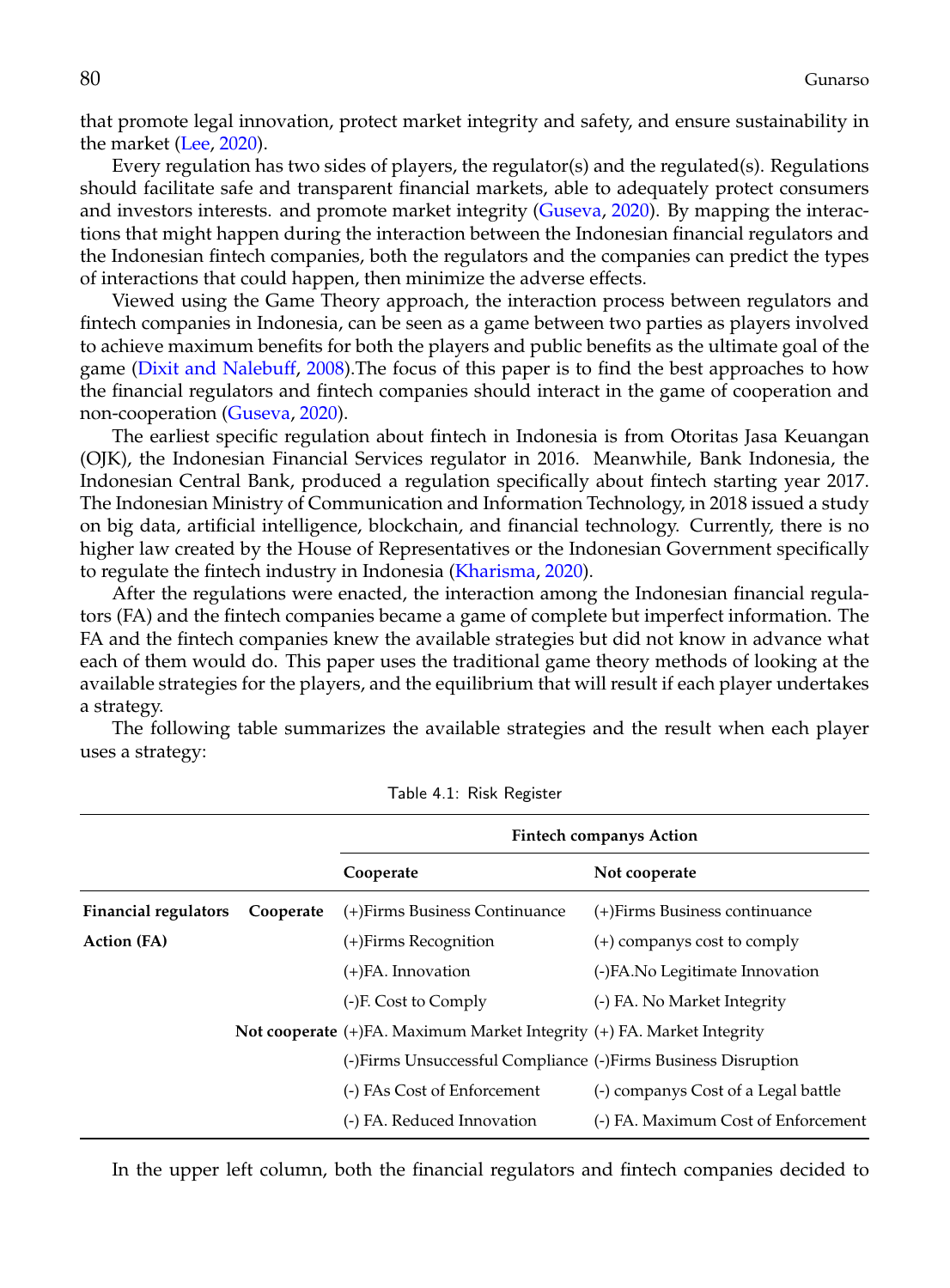that promote legal innovation, protect market integrity and safety, and ensure sustainability in the market (Lee, 2020).

Every regulation has two sides of players, the regulator(s) and the regulated(s). Regulations should facilitate safe and transparent financial markets, able to adequately protect consumers and investors interests. and promote market integrity (Guseva, 2020). By mapping the interactions that might happen during the interaction between the Indonesian financial regulators and the Indonesian fintech companies, both the regulators and the companies can predict the types of interactions that could happen, then minimize the adverse effects.

Viewed using the Game Theory approach, the interaction process between regulators and fintech companies in Indonesia, can be seen as a game between two parties as players involved to achieve maximum benefits for both the players and public benefits as the ultimate goal of the game (Dixit and Nalebuff, 2008).The focus of this paper is to find the best approaches to how the financial regulators and fintech companies should interact in the game of cooperation and non-cooperation (Guseva, 2020).

The earliest specific regulation about fintech in Indonesia is from Otoritas Jasa Keuangan (OJK), the Indonesian Financial Services regulator in 2016. Meanwhile, Bank Indonesia, the Indonesian Central Bank, produced a regulation specifically about fintech starting year 2017. The Indonesian Ministry of Communication and Information Technology, in 2018 issued a study on big data, artificial intelligence, blockchain, and financial technology. Currently, there is no higher law created by the House of Representatives or the Indonesian Government specifically to regulate the fintech industry in Indonesia (Kharisma, 2020).

After the regulations were enacted, the interaction among the Indonesian financial regulators (FA) and the fintech companies became a game of complete but imperfect information. The FA and the fintech companies knew the available strategies but did not know in advance what each of them would do. This paper uses the traditional game theory methods of looking at the available strategies for the players, and the equilibrium that will result if each player undertakes a strategy.

The following table summarizes the available strategies and the result when each player uses a strategy:

Table 4.1: Risk Register

| | | **Fintech companys Action** | |
|---|---|---|---|
| | | **Cooperate** | **Not cooperate** |
| **Financial regulators Action (FA)** | **Cooperate** | (+)Firms Business Continuance | (+)Firms Business continuance |
| | | (+)Firms Recognition | (+) companys cost to comply |
| | | (+)FA. Innovation | (-)FA.No Legitimate Innovation |
| | | (-)F. Cost to Comply | (-) FA. No Market Integrity |
| | **Not cooperate** | (+)FA. Maximum Market Integrity | (+) FA. Market Integrity |
| | | (-)Firms Unsuccessful Compliance | (-)Firms Business Disruption |
| | | (-) FAs Cost of Enforcement | (-) companys Cost of a Legal battle |
| | | (-) FA. Reduced Innovation | (-) FA. Maximum Cost of Enforcement |

In the upper left column, both the financial regulators and fintech companies decided to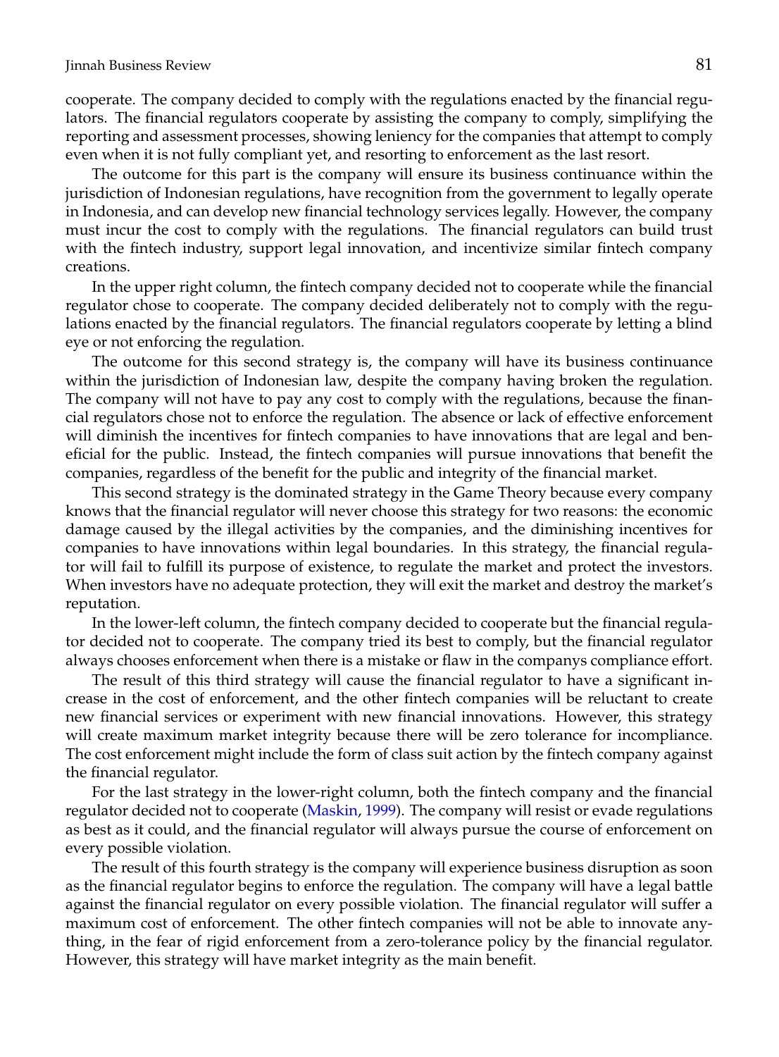cooperate. The company decided to comply with the regulations enacted by the financial regulators. The financial regulators cooperate by assisting the company to comply, simplifying the reporting and assessment processes, showing leniency for the companies that attempt to comply even when it is not fully compliant yet, and resorting to enforcement as the last resort.

The outcome for this part is the company will ensure its business continuance within the jurisdiction of Indonesian regulations, have recognition from the government to legally operate in Indonesia, and can develop new financial technology services legally. However, the company must incur the cost to comply with the regulations. The financial regulators can build trust with the fintech industry, support legal innovation, and incentivize similar fintech company creations.

In the upper right column, the fintech company decided not to cooperate while the financial regulator chose to cooperate. The company decided deliberately not to comply with the regulations enacted by the financial regulators. The financial regulators cooperate by letting a blind eye or not enforcing the regulation.

The outcome for this second strategy is, the company will have its business continuance within the jurisdiction of Indonesian law, despite the company having broken the regulation. The company will not have to pay any cost to comply with the regulations, because the financial regulators chose not to enforce the regulation. The absence or lack of effective enforcement will diminish the incentives for fintech companies to have innovations that are legal and beneficial for the public. Instead, the fintech companies will pursue innovations that benefit the companies, regardless of the benefit for the public and integrity of the financial market.

This second strategy is the dominated strategy in the Game Theory because every company knows that the financial regulator will never choose this strategy for two reasons: the economic damage caused by the illegal activities by the companies, and the diminishing incentives for companies to have innovations within legal boundaries. In this strategy, the financial regulator will fail to fulfill its purpose of existence, to regulate the market and protect the investors. When investors have no adequate protection, they will exit the market and destroy the market's reputation.

In the lower-left column, the fintech company decided to cooperate but the financial regulator decided not to cooperate. The company tried its best to comply, but the financial regulator always chooses enforcement when there is a mistake or flaw in the companys compliance effort.

The result of this third strategy will cause the financial regulator to have a significant increase in the cost of enforcement, and the other fintech companies will be reluctant to create new financial services or experiment with new financial innovations. However, this strategy will create maximum market integrity because there will be zero tolerance for incompliance. The cost enforcement might include the form of class suit action by the fintech company against the financial regulator.

For the last strategy in the lower-right column, both the fintech company and the financial regulator decided not to cooperate (Maskin, 1999). The company will resist or evade regulations as best as it could, and the financial regulator will always pursue the course of enforcement on every possible violation.

The result of this fourth strategy is the company will experience business disruption as soon as the financial regulator begins to enforce the regulation. The company will have a legal battle against the financial regulator on every possible violation. The financial regulator will suffer a maximum cost of enforcement. The other fintech companies will not be able to innovate anything, in the fear of rigid enforcement from a zero-tolerance policy by the financial regulator. However, this strategy will have market integrity as the main benefit.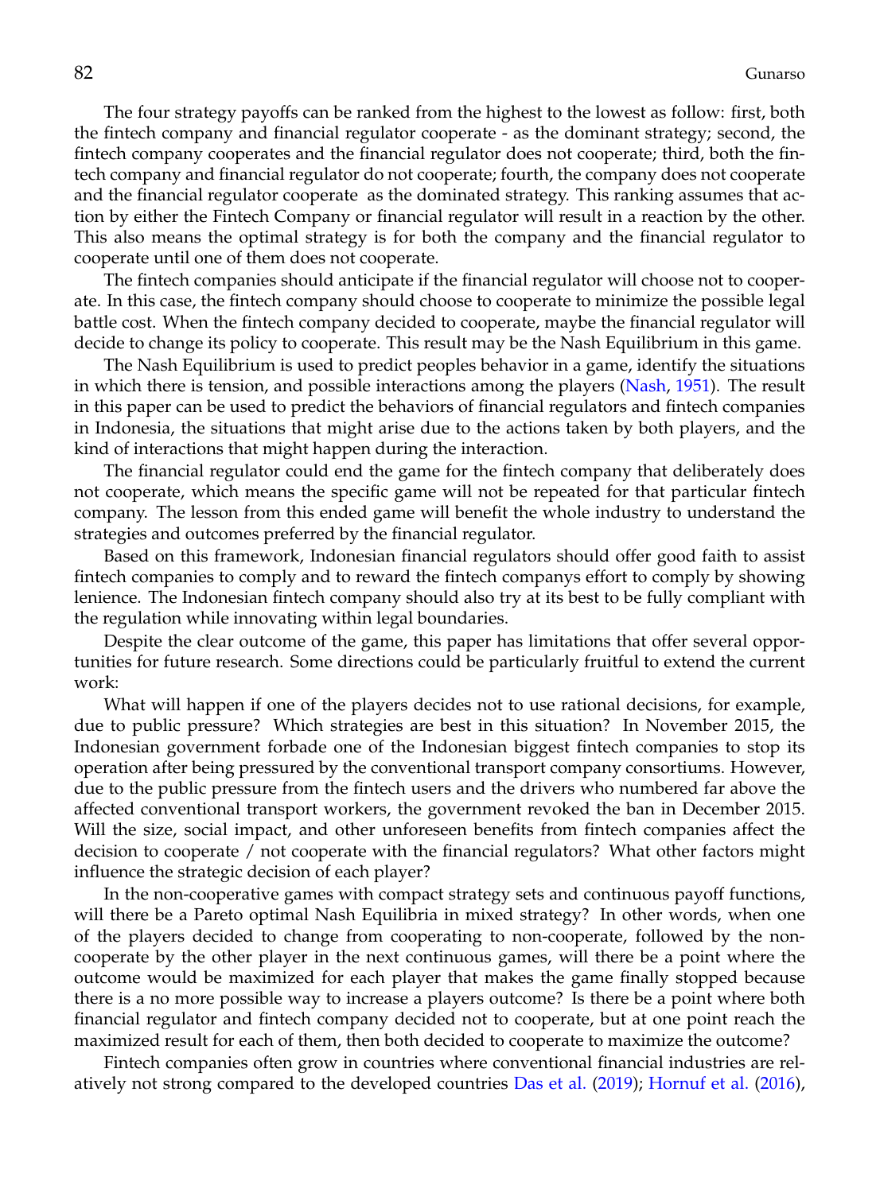The four strategy payoffs can be ranked from the highest to the lowest as follow: first, both the fintech company and financial regulator cooperate - as the dominant strategy; second, the fintech company cooperates and the financial regulator does not cooperate; third, both the fintech company and financial regulator do not cooperate; fourth, the company does not cooperate and the financial regulator cooperate as the dominated strategy. This ranking assumes that action by either the Fintech Company or financial regulator will result in a reaction by the other. This also means the optimal strategy is for both the company and the financial regulator to cooperate until one of them does not cooperate.

The fintech companies should anticipate if the financial regulator will choose not to cooperate. In this case, the fintech company should choose to cooperate to minimize the possible legal battle cost. When the fintech company decided to cooperate, maybe the financial regulator will decide to change its policy to cooperate. This result may be the Nash Equilibrium in this game.

The Nash Equilibrium is used to predict peoples behavior in a game, identify the situations in which there is tension, and possible interactions among the players (Nash, 1951). The result in this paper can be used to predict the behaviors of financial regulators and fintech companies in Indonesia, the situations that might arise due to the actions taken by both players, and the kind of interactions that might happen during the interaction.

The financial regulator could end the game for the fintech company that deliberately does not cooperate, which means the specific game will not be repeated for that particular fintech company. The lesson from this ended game will benefit the whole industry to understand the strategies and outcomes preferred by the financial regulator.

Based on this framework, Indonesian financial regulators should offer good faith to assist fintech companies to comply and to reward the fintech companys effort to comply by showing lenience. The Indonesian fintech company should also try at its best to be fully compliant with the regulation while innovating within legal boundaries.

Despite the clear outcome of the game, this paper has limitations that offer several opportunities for future research. Some directions could be particularly fruitful to extend the current work:

What will happen if one of the players decides not to use rational decisions, for example, due to public pressure? Which strategies are best in this situation? In November 2015, the Indonesian government forbade one of the Indonesian biggest fintech companies to stop its operation after being pressured by the conventional transport company consortiums. However, due to the public pressure from the fintech users and the drivers who numbered far above the affected conventional transport workers, the government revoked the ban in December 2015. Will the size, social impact, and other unforeseen benefits from fintech companies affect the decision to cooperate / not cooperate with the financial regulators? What other factors might influence the strategic decision of each player?

In the non-cooperative games with compact strategy sets and continuous payoff functions, will there be a Pareto optimal Nash Equilibria in mixed strategy? In other words, when one of the players decided to change from cooperating to non-cooperate, followed by the non-cooperate by the other player in the next continuous games, will there be a point where the outcome would be maximized for each player that makes the game finally stopped because there is a no more possible way to increase a players outcome? Is there be a point where both financial regulator and fintech company decided not to cooperate, but at one point reach the maximized result for each of them, then both decided to cooperate to maximize the outcome?

Fintech companies often grow in countries where conventional financial industries are relatively not strong compared to the developed countries Das et al. (2019); Hornuf et al. (2016),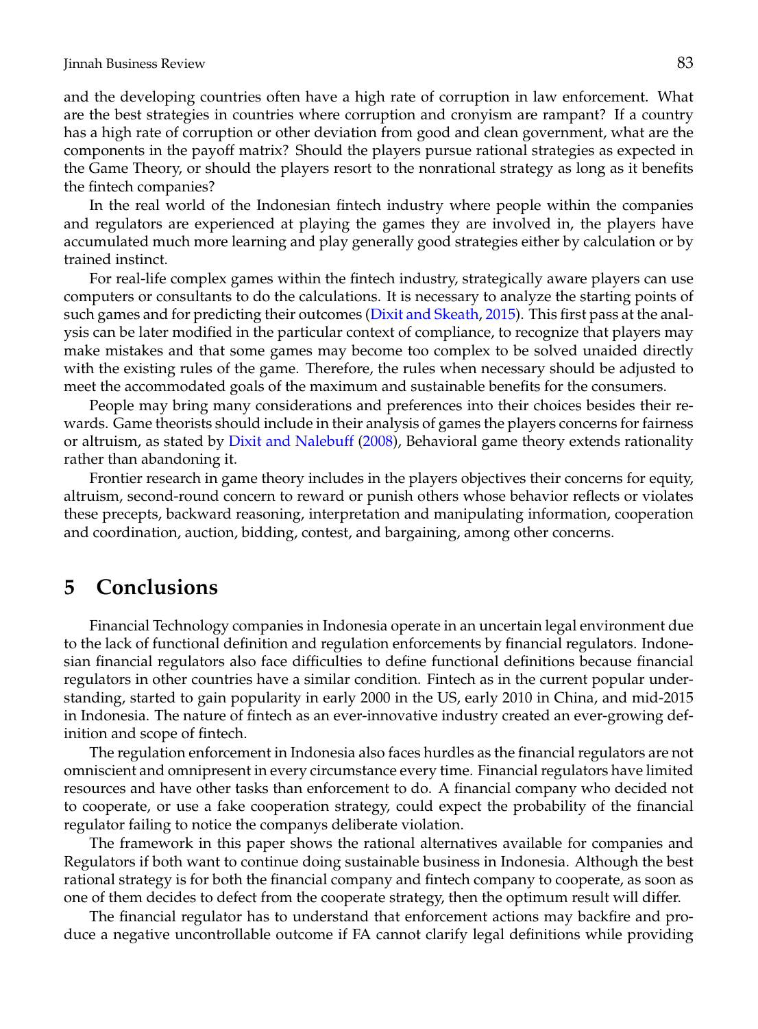and the developing countries often have a high rate of corruption in law enforcement. What are the best strategies in countries where corruption and cronyism are rampant? If a country has a high rate of corruption or other deviation from good and clean government, what are the components in the payoff matrix? Should the players pursue rational strategies as expected in the Game Theory, or should the players resort to the nonrational strategy as long as it benefits the fintech companies?

In the real world of the Indonesian fintech industry where people within the companies and regulators are experienced at playing the games they are involved in, the players have accumulated much more learning and play generally good strategies either by calculation or by trained instinct.

For real-life complex games within the fintech industry, strategically aware players can use computers or consultants to do the calculations. It is necessary to analyze the starting points of such games and for predicting their outcomes (Dixit and Skeath, 2015). This first pass at the analysis can be later modified in the particular context of compliance, to recognize that players may make mistakes and that some games may become too complex to be solved unaided directly with the existing rules of the game. Therefore, the rules when necessary should be adjusted to meet the accommodated goals of the maximum and sustainable benefits for the consumers.

People may bring many considerations and preferences into their choices besides their rewards. Game theorists should include in their analysis of games the players concerns for fairness or altruism, as stated by Dixit and Nalebuff (2008), Behavioral game theory extends rationality rather than abandoning it.

Frontier research in game theory includes in the players objectives their concerns for equity, altruism, second-round concern to reward or punish others whose behavior reflects or violates these precepts, backward reasoning, interpretation and manipulating information, cooperation and coordination, auction, bidding, contest, and bargaining, among other concerns.

## 5 Conclusions

Financial Technology companies in Indonesia operate in an uncertain legal environment due to the lack of functional definition and regulation enforcements by financial regulators. Indonesian financial regulators also face difficulties to define functional definitions because financial regulators in other countries have a similar condition. Fintech as in the current popular understanding, started to gain popularity in early 2000 in the US, early 2010 in China, and mid-2015 in Indonesia. The nature of fintech as an ever-innovative industry created an ever-growing definition and scope of fintech.

The regulation enforcement in Indonesia also faces hurdles as the financial regulators are not omniscient and omnipresent in every circumstance every time. Financial regulators have limited resources and have other tasks than enforcement to do. A financial company who decided not to cooperate, or use a fake cooperation strategy, could expect the probability of the financial regulator failing to notice the companys deliberate violation.

The framework in this paper shows the rational alternatives available for companies and Regulators if both want to continue doing sustainable business in Indonesia. Although the best rational strategy is for both the financial company and fintech company to cooperate, as soon as one of them decides to defect from the cooperate strategy, then the optimum result will differ.

The financial regulator has to understand that enforcement actions may backfire and produce a negative uncontrollable outcome if FA cannot clarify legal definitions while providing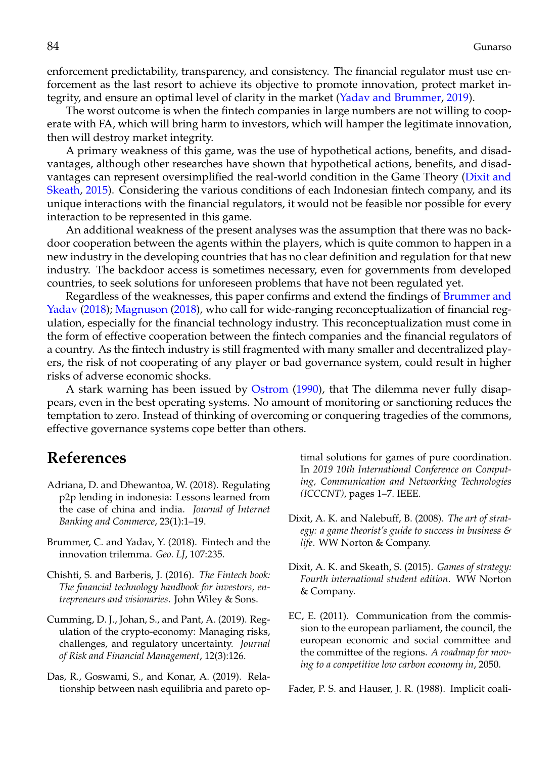enforcement predictability, transparency, and consistency. The financial regulator must use enforcement as the last resort to achieve its objective to promote innovation, protect market integrity, and ensure an optimal level of clarity in the market (Yadav and Brummer, 2019).

The worst outcome is when the fintech companies in large numbers are not willing to cooperate with FA, which will bring harm to investors, which will hamper the legitimate innovation, then will destroy market integrity.

A primary weakness of this game, was the use of hypothetical actions, benefits, and disadvantages, although other researches have shown that hypothetical actions, benefits, and disadvantages can represent oversimplified the real-world condition in the Game Theory (Dixit and Skeath, 2015). Considering the various conditions of each Indonesian fintech company, and its unique interactions with the financial regulators, it would not be feasible nor possible for every interaction to be represented in this game.

An additional weakness of the present analyses was the assumption that there was no backdoor cooperation between the agents within the players, which is quite common to happen in a new industry in the developing countries that has no clear definition and regulation for that new industry. The backdoor access is sometimes necessary, even for governments from developed countries, to seek solutions for unforeseen problems that have not been regulated yet.

Regardless of the weaknesses, this paper confirms and extend the findings of Brummer and Yadav (2018); Magnuson (2018), who call for wide-ranging reconceptualization of financial regulation, especially for the financial technology industry. This reconceptualization must come in the form of effective cooperation between the fintech companies and the financial regulators of a country. As the fintech industry is still fragmented with many smaller and decentralized players, the risk of not cooperating of any player or bad governance system, could result in higher risks of adverse economic shocks.

A stark warning has been issued by Ostrom (1990), that The dilemma never fully disappears, even in the best operating systems. No amount of monitoring or sanctioning reduces the temptation to zero. Instead of thinking of overcoming or conquering tragedies of the commons, effective governance systems cope better than others.

## References

Adriana, D. and Dhewantoa, W. (2018). Regulating p2p lending in indonesia: Lessons learned from the case of china and india. *Journal of Internet Banking and Commerce*, 23(1):1–19.

Brummer, C. and Yadav, Y. (2018). Fintech and the innovation trilemma. *Geo. LJ*, 107:235.

Chishti, S. and Barberis, J. (2016). *The Fintech book: The financial technology handbook for investors, entrepreneurs and visionaries*. John Wiley & Sons.

Cumming, D. J., Johan, S., and Pant, A. (2019). Regulation of the crypto-economy: Managing risks, challenges, and regulatory uncertainty. *Journal of Risk and Financial Management*, 12(3):126.

Das, R., Goswami, S., and Konar, A. (2019). Relationship between nash equilibria and pareto optimal solutions for games of pure coordination. In *2019 10th International Conference on Computing, Communication and Networking Technologies (ICCCNT)*, pages 1–7. IEEE.

Dixit, A. K. and Nalebuff, B. (2008). *The art of strategy: a game theorist's guide to success in business & life*. WW Norton & Company.

Dixit, A. K. and Skeath, S. (2015). *Games of strategy: Fourth international student edition*. WW Norton & Company.

EC, E. (2011). Communication from the commission to the european parliament, the council, the european economic and social committee and the committee of the regions. *A roadmap for moving to a competitive low carbon economy in*, 2050.

Fader, P. S. and Hauser, J. R. (1988). Implicit coali-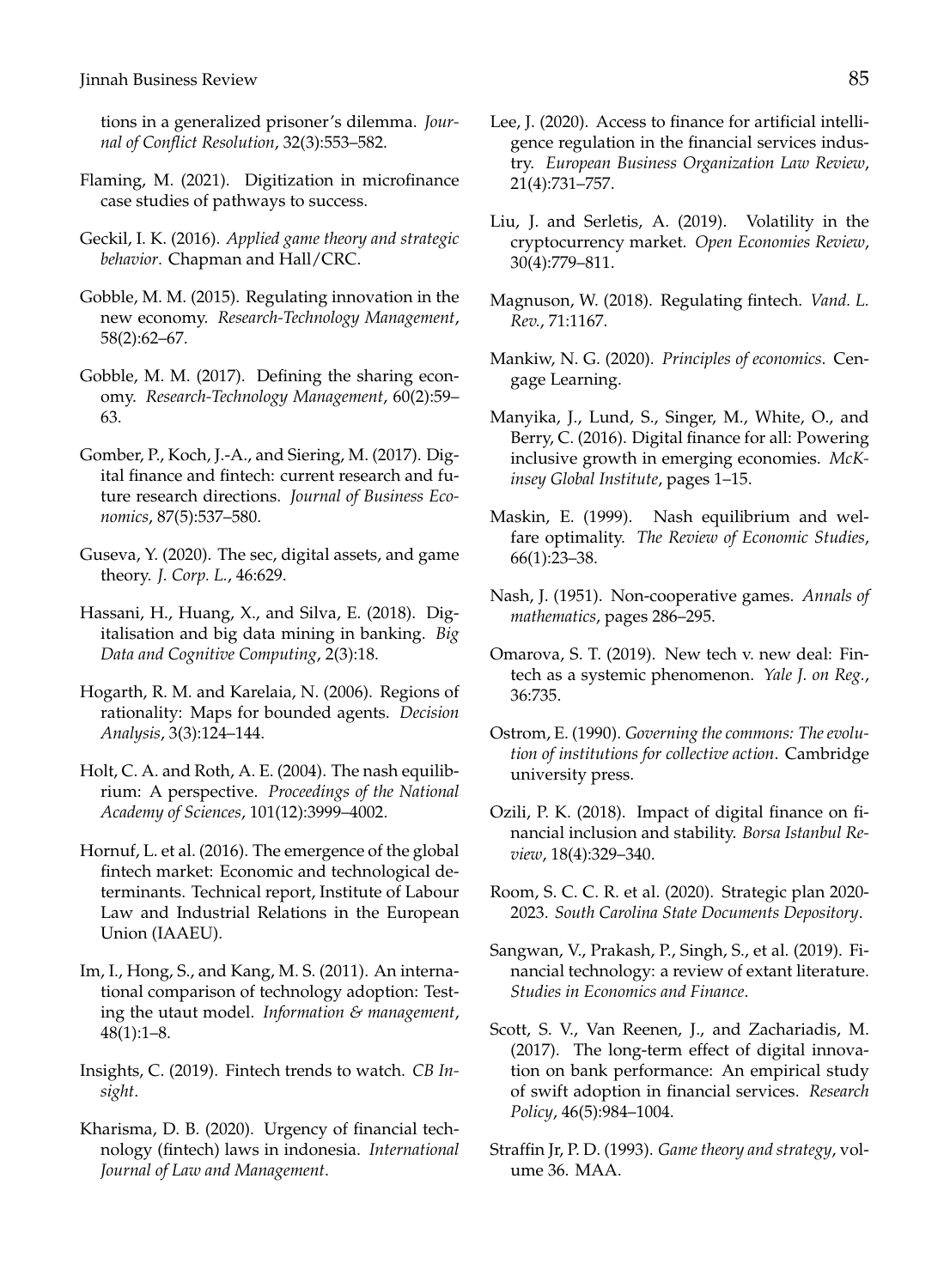tions in a generalized prisoner's dilemma. *Journal of Conflict Resolution*, 32(3):553–582.

Flaming, M. (2021). Digitization in microfinance case studies of pathways to success.

Geckil, I. K. (2016). *Applied game theory and strategic behavior*. Chapman and Hall/CRC.

Gobble, M. M. (2015). Regulating innovation in the new economy. *Research-Technology Management*, 58(2):62–67.

Gobble, M. M. (2017). Defining the sharing economy. *Research-Technology Management*, 60(2):59–63.

Gomber, P., Koch, J.-A., and Siering, M. (2017). Digital finance and fintech: current research and future research directions. *Journal of Business Economics*, 87(5):537–580.

Guseva, Y. (2020). The sec, digital assets, and game theory. *J. Corp. L.*, 46:629.

Hassani, H., Huang, X., and Silva, E. (2018). Digitalisation and big data mining in banking. *Big Data and Cognitive Computing*, 2(3):18.

Hogarth, R. M. and Karelaia, N. (2006). Regions of rationality: Maps for bounded agents. *Decision Analysis*, 3(3):124–144.

Holt, C. A. and Roth, A. E. (2004). The nash equilibrium: A perspective. *Proceedings of the National Academy of Sciences*, 101(12):3999–4002.

Hornuf, L. et al. (2016). The emergence of the global fintech market: Economic and technological determinants. Technical report, Institute of Labour Law and Industrial Relations in the European Union (IAAEU).

Im, I., Hong, S., and Kang, M. S. (2011). An international comparison of technology adoption: Testing the utaut model. *Information & management*, 48(1):1–8.

Insights, C. (2019). Fintech trends to watch. *CB Insight*.

Kharisma, D. B. (2020). Urgency of financial technology (fintech) laws in indonesia. *International Journal of Law and Management*.

Lee, J. (2020). Access to finance for artificial intelligence regulation in the financial services industry. *European Business Organization Law Review*, 21(4):731–757.

Liu, J. and Serletis, A. (2019). Volatility in the cryptocurrency market. *Open Economies Review*, 30(4):779–811.

Magnuson, W. (2018). Regulating fintech. *Vand. L. Rev.*, 71:1167.

Mankiw, N. G. (2020). *Principles of economics*. Cengage Learning.

Manyika, J., Lund, S., Singer, M., White, O., and Berry, C. (2016). Digital finance for all: Powering inclusive growth in emerging economies. *McKinsey Global Institute*, pages 1–15.

Maskin, E. (1999). Nash equilibrium and welfare optimality. *The Review of Economic Studies*, 66(1):23–38.

Nash, J. (1951). Non-cooperative games. *Annals of mathematics*, pages 286–295.

Omarova, S. T. (2019). New tech v. new deal: Fintech as a systemic phenomenon. *Yale J. on Reg.*, 36:735.

Ostrom, E. (1990). *Governing the commons: The evolution of institutions for collective action*. Cambridge university press.

Ozili, P. K. (2018). Impact of digital finance on financial inclusion and stability. *Borsa Istanbul Review*, 18(4):329–340.

Room, S. C. C. R. et al. (2020). Strategic plan 2020-2023. *South Carolina State Documents Depository*.

Sangwan, V., Prakash, P., Singh, S., et al. (2019). Financial technology: a review of extant literature. *Studies in Economics and Finance*.

Scott, S. V., Van Reenen, J., and Zachariadis, M. (2017). The long-term effect of digital innovation on bank performance: An empirical study of swift adoption in financial services. *Research Policy*, 46(5):984–1004.

Straffin Jr, P. D. (1993). *Game theory and strategy*, volume 36. MAA.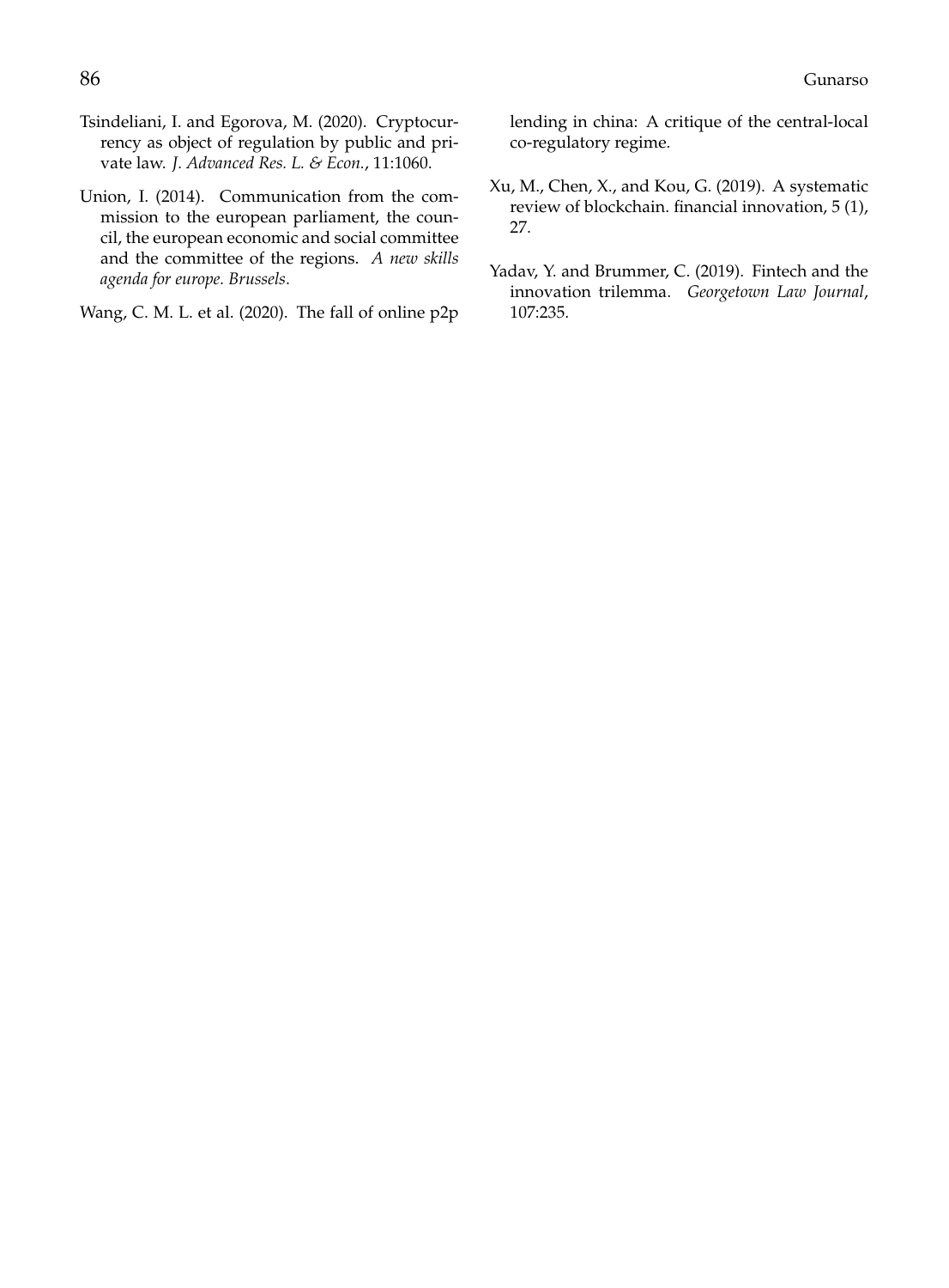Tsindeliani, I. and Egorova, M. (2020). Cryptocurrency as object of regulation by public and private law. *J. Advanced Res. L. & Econ.*, 11:1060.

Union, I. (2014). Communication from the commission to the european parliament, the council, the european economic and social committee and the committee of the regions. *A new skills agenda for europe. Brussels*.

Wang, C. M. L. et al. (2020). The fall of online p2p lending in china: A critique of the central-local co-regulatory regime.

Xu, M., Chen, X., and Kou, G. (2019). A systematic review of blockchain. financial innovation, 5 (1), 27.

Yadav, Y. and Brummer, C. (2019). Fintech and the innovation trilemma. *Georgetown Law Journal*, 107:235.